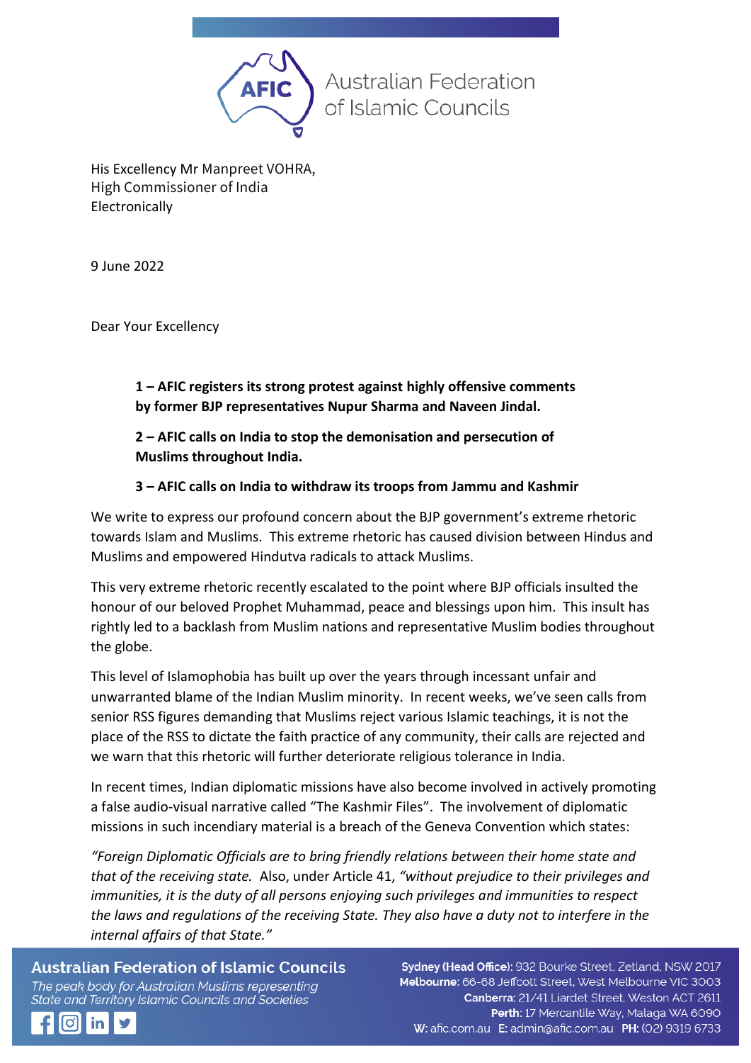Australian Federation of Islamic Councils

His Excellency Mr Manpreet VOHRA,
High Commissioner of India
Electronically

9 June 2022

Dear Your Excellency

**1 – AFIC registers its strong protest against highly offensive comments by former BJP representatives Nupur Sharma and Naveen Jindal.**

**2 – AFIC calls on India to stop the demonisation and persecution of Muslims throughout India.**

**3 – AFIC calls on India to withdraw its troops from Jammu and Kashmir**

We write to express our profound concern about the BJP government's extreme rhetoric towards Islam and Muslims. This extreme rhetoric has caused division between Hindus and Muslims and empowered Hindutva radicals to attack Muslims.

This very extreme rhetoric recently escalated to the point where BJP officials insulted the honour of our beloved Prophet Muhammad, peace and blessings upon him. This insult has rightly led to a backlash from Muslim nations and representative Muslim bodies throughout the globe.

This level of Islamophobia has built up over the years through incessant unfair and unwarranted blame of the Indian Muslim minority. In recent weeks, we've seen calls from senior RSS figures demanding that Muslims reject various Islamic teachings, it is not the place of the RSS to dictate the faith practice of any community, their calls are rejected and we warn that this rhetoric will further deteriorate religious tolerance in India.

In recent times, Indian diplomatic missions have also become involved in actively promoting a false audio-visual narrative called "The Kashmir Files". The involvement of diplomatic missions in such incendiary material is a breach of the Geneva Convention which states:

*"Foreign Diplomatic Officials are to bring friendly relations between their home state and that of the receiving state.* Also, under Article 41, *"without prejudice to their privileges and immunities, it is the duty of all persons enjoying such privileges and immunities to respect the laws and regulations of the receiving State. They also have a duty not to interfere in the internal affairs of that State."*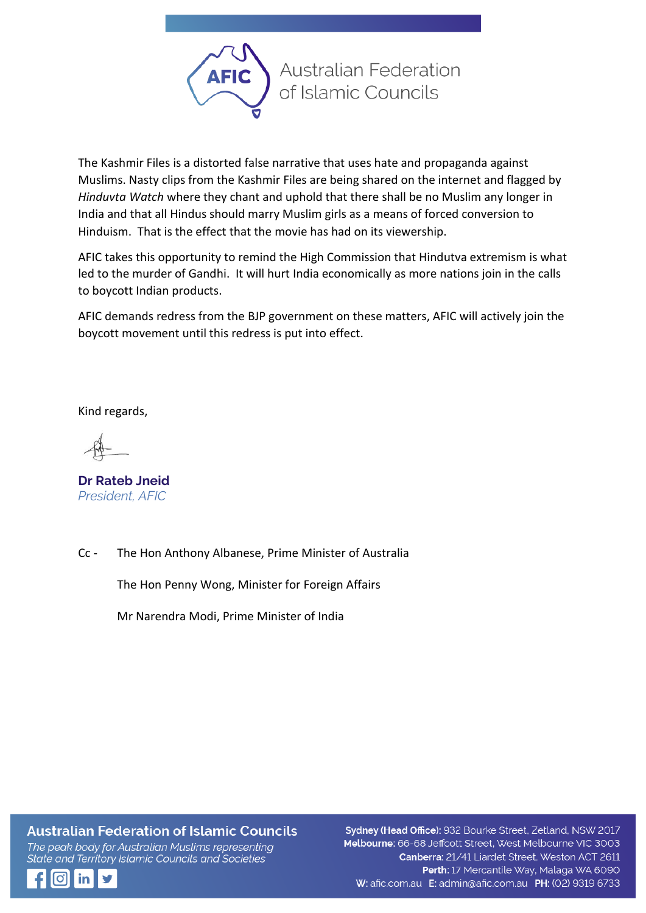The Kashmir Files is a distorted false narrative that uses hate and propaganda against Muslims. Nasty clips from the Kashmir Files are being shared on the internet and flagged by *Hinduvta Watch* where they chant and uphold that there shall be no Muslim any longer in India and that all Hindus should marry Muslim girls as a means of forced conversion to Hinduism. That is the effect that the movie has had on its viewership.

AFIC takes this opportunity to remind the High Commission that Hindutva extremism is what led to the murder of Gandhi. It will hurt India economically as more nations join in the calls to boycott Indian products.

AFIC demands redress from the BJP government on these matters, AFIC will actively join the boycott movement until this redress is put into effect.

Kind regards,

**Dr Rateb Jneid**
*President, AFIC*

Cc - The Hon Anthony Albanese, Prime Minister of Australia

The Hon Penny Wong, Minister for Foreign Affairs

Mr Narendra Modi, Prime Minister of India